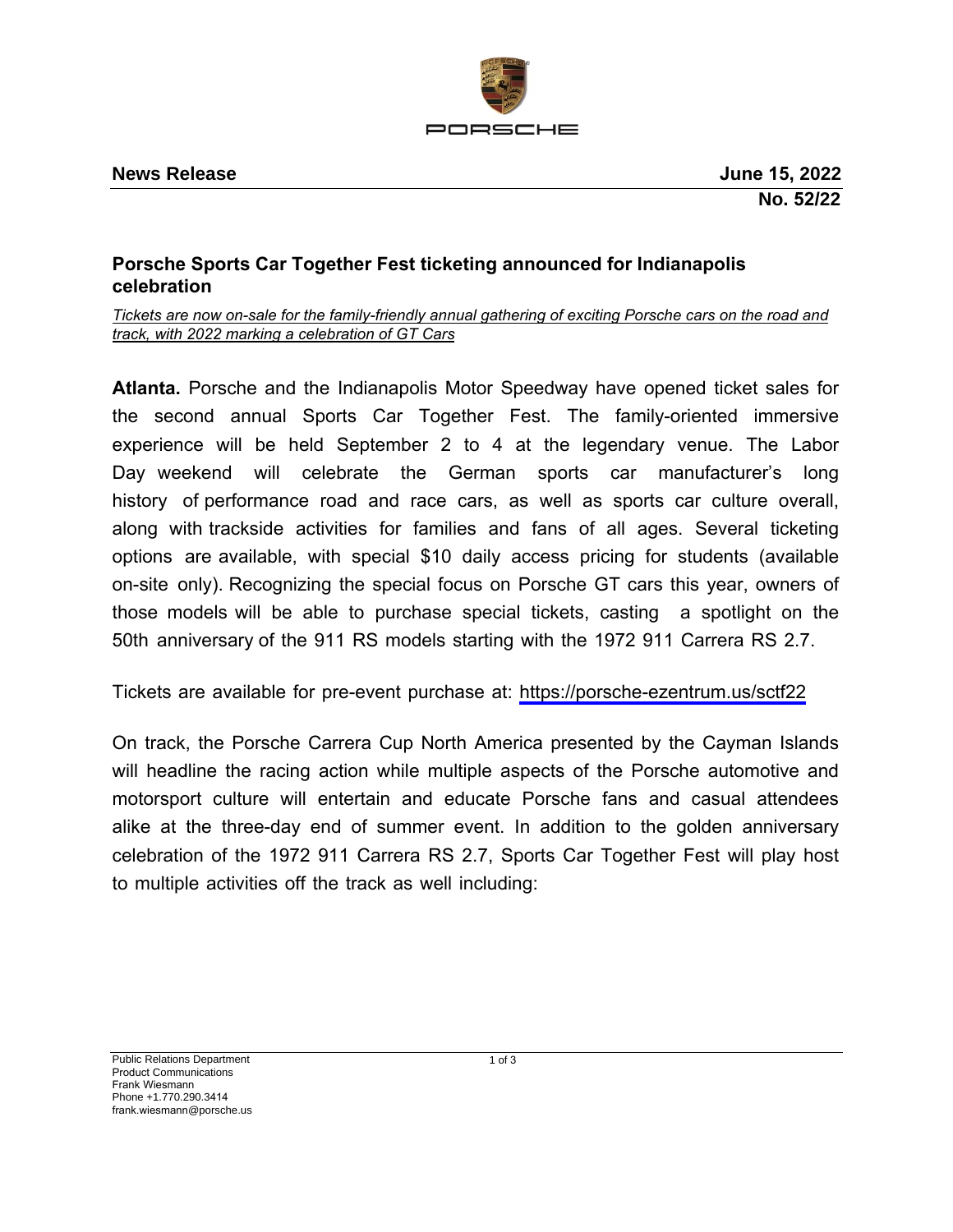PORSCHE

**News Release** **June 15, 2022**

**No. 52/22**

## Porsche Sports Car Together Fest ticketing announced for Indianapolis celebration

*Tickets are now on-sale for the family-friendly annual gathering of exciting Porsche cars on the road and track, with 2022 marking a celebration of GT Cars*

**Atlanta.** Porsche and the Indianapolis Motor Speedway have opened ticket sales for the second annual Sports Car Together Fest. The family-oriented immersive experience will be held September 2 to 4 at the legendary venue. The Labor Day weekend will celebrate the German sports car manufacturer's long history of performance road and race cars, as well as sports car culture overall, along with trackside activities for families and fans of all ages. Several ticketing options are available, with special $10 daily access pricing for students (available on-site only). Recognizing the special focus on Porsche GT cars this year, owners of those models will be able to purchase special tickets, casting a spotlight on the 50th anniversary of the 911 RS models starting with the 1972 911 Carrera RS 2.7.

Tickets are available for pre-event purchase at: https://porsche-ezentrum.us/sctf22

On track, the Porsche Carrera Cup North America presented by the Cayman Islands will headline the racing action while multiple aspects of the Porsche automotive and motorsport culture will entertain and educate Porsche fans and casual attendees alike at the three-day end of summer event. In addition to the golden anniversary celebration of the 1972 911 Carrera RS 2.7, Sports Car Together Fest will play host to multiple activities off the track as well including:

Public Relations Department
Product Communications
Frank Wiesmann
Phone +1.770.290.3414
frank.wiesmann@porsche.us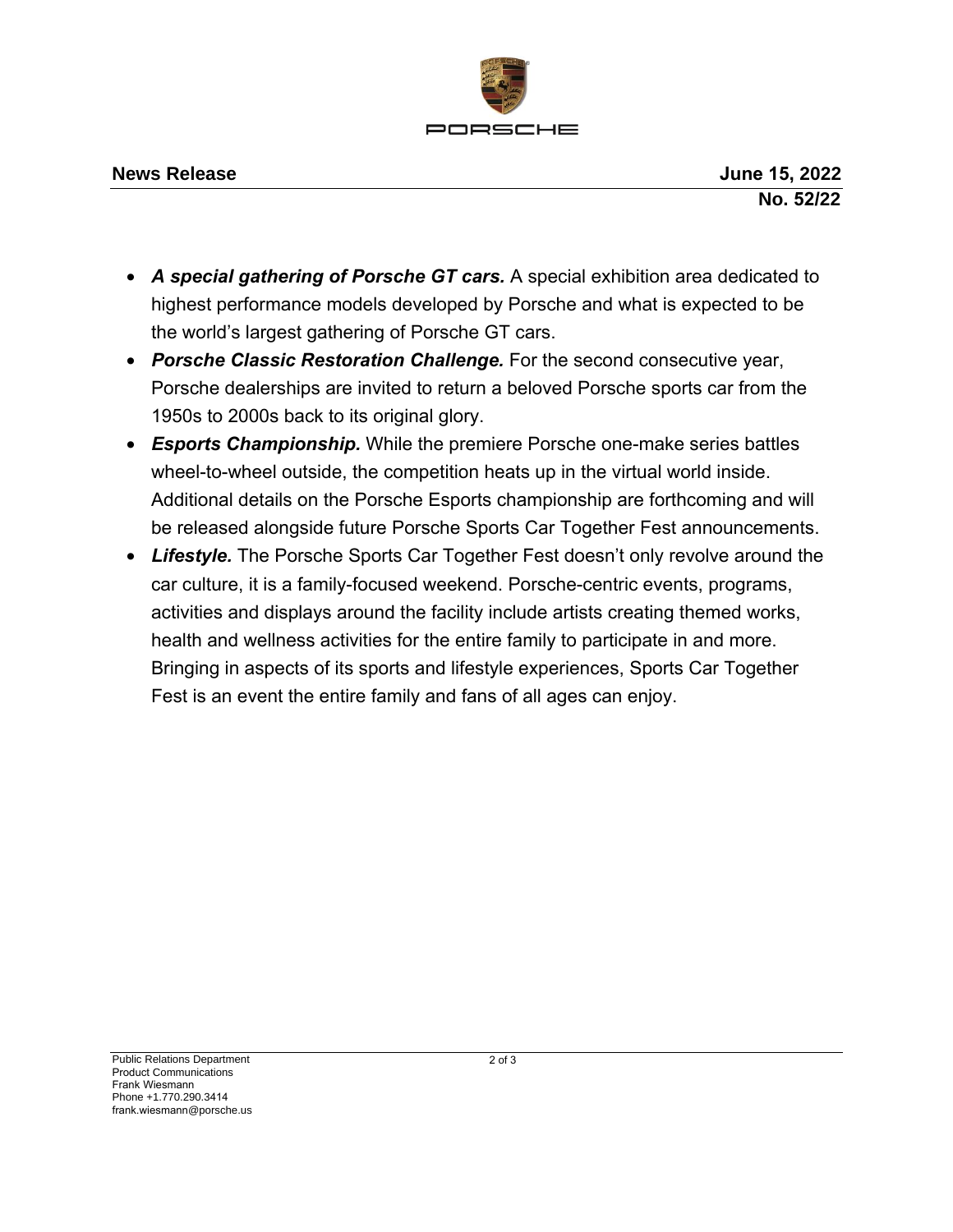- ***A special gathering of Porsche GT cars.*** A special exhibition area dedicated to highest performance models developed by Porsche and what is expected to be the world's largest gathering of Porsche GT cars.
- ***Porsche Classic Restoration Challenge.*** For the second consecutive year, Porsche dealerships are invited to return a beloved Porsche sports car from the 1950s to 2000s back to its original glory.
- ***Esports Championship.*** While the premiere Porsche one-make series battles wheel-to-wheel outside, the competition heats up in the virtual world inside. Additional details on the Porsche Esports championship are forthcoming and will be released alongside future Porsche Sports Car Together Fest announcements.
- ***Lifestyle.*** The Porsche Sports Car Together Fest doesn't only revolve around the car culture, it is a family-focused weekend. Porsche-centric events, programs, activities and displays around the facility include artists creating themed works, health and wellness activities for the entire family to participate in and more. Bringing in aspects of its sports and lifestyle experiences, Sports Car Together Fest is an event the entire family and fans of all ages can enjoy.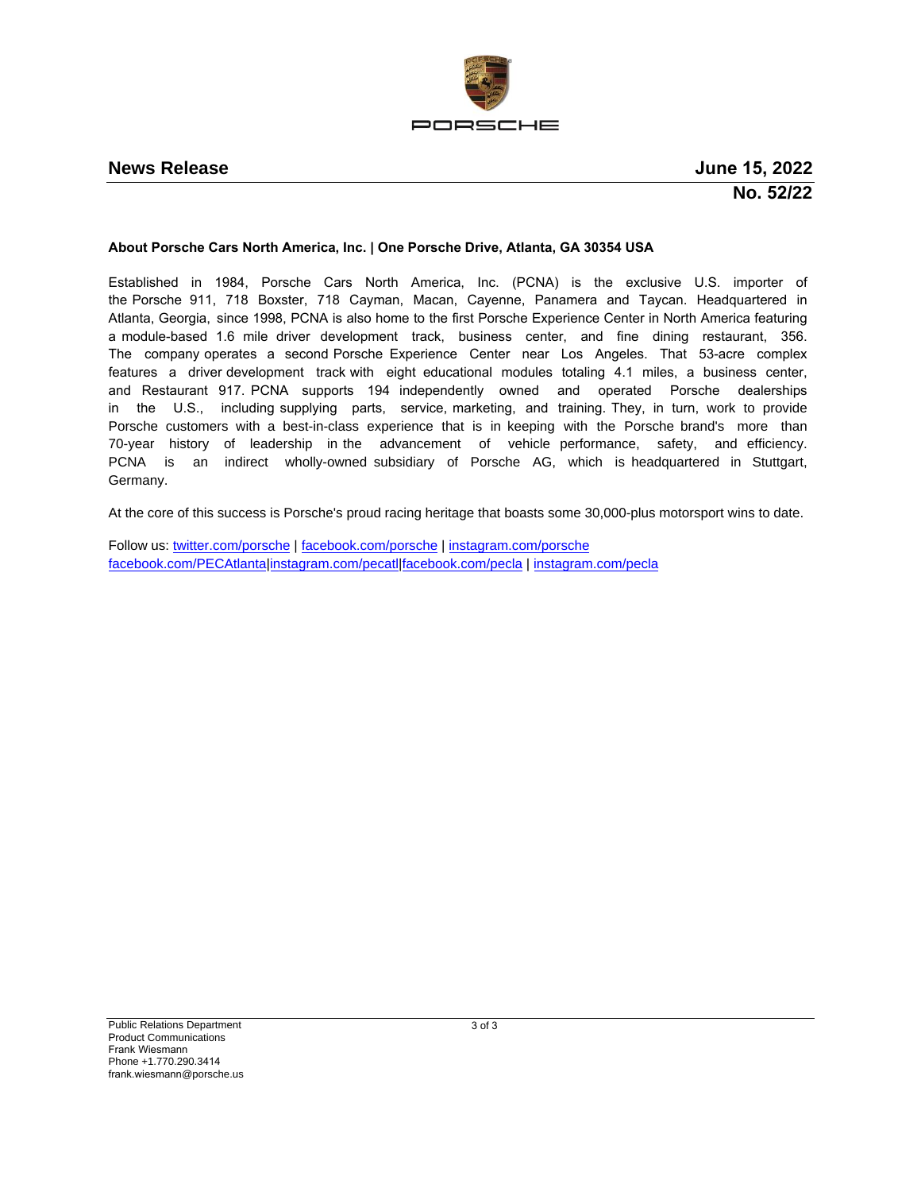**News Release** **June 15, 2022**

**No. 52/22**

**About Porsche Cars North America, Inc. | One Porsche Drive, Atlanta, GA 30354 USA**

Established in 1984, Porsche Cars North America, Inc. (PCNA) is the exclusive U.S. importer of the Porsche 911, 718 Boxster, 718 Cayman, Macan, Cayenne, Panamera and Taycan. Headquartered in Atlanta, Georgia, since 1998, PCNA is also home to the first Porsche Experience Center in North America featuring a module-based 1.6 mile driver development track, business center, and fine dining restaurant, 356. The company operates a second Porsche Experience Center near Los Angeles. That 53-acre complex features a driver development track with eight educational modules totaling 4.1 miles, a business center, and Restaurant 917. PCNA supports 194 independently owned and operated Porsche dealerships in the U.S., including supplying parts, service, marketing, and training. They, in turn, work to provide Porsche customers with a best-in-class experience that is in keeping with the Porsche brand's more than 70-year history of leadership in the advancement of vehicle performance, safety, and efficiency. PCNA is an indirect wholly-owned subsidiary of Porsche AG, which is headquartered in Stuttgart, Germany.

At the core of this success is Porsche's proud racing heritage that boasts some 30,000-plus motorsport wins to date.

Follow us: twitter.com/porsche | facebook.com/porsche | instagram.com/porsche
facebook.com/PECAtlanta|instagram.com/pecatl|facebook.com/pecla | instagram.com/pecla

Public Relations Department
Product Communications
Frank Wiesmann
Phone +1.770.290.3414
frank.wiesmann@porsche.us